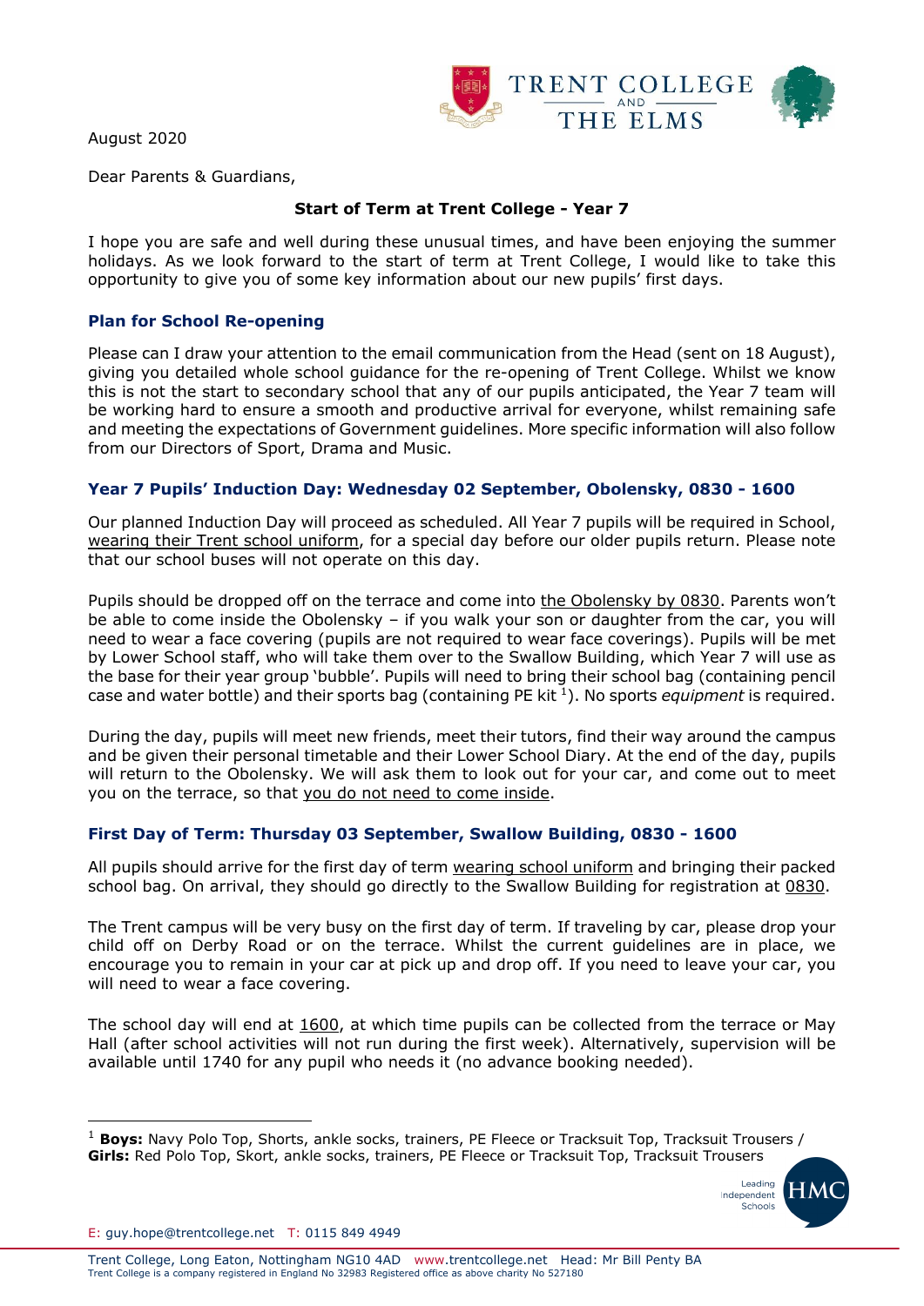August 2020

Dear Parents & Guardians,

**Start of Term at Trent College - Year 7**

I hope you are safe and well during these unusual times, and have been enjoying the summer holidays. As we look forward to the start of term at Trent College, I would like to take this opportunity to give you of some key information about our new pupils' first days.

### Plan for School Re-opening

Please can I draw your attention to the email communication from the Head (sent on 18 August), giving you detailed whole school guidance for the re-opening of Trent College. Whilst we know this is not the start to secondary school that any of our pupils anticipated, the Year 7 team will be working hard to ensure a smooth and productive arrival for everyone, whilst remaining safe and meeting the expectations of Government guidelines. More specific information will also follow from our Directors of Sport, Drama and Music.

### Year 7 Pupils' Induction Day: Wednesday 02 September, Obolensky, 0830 - 1600

Our planned Induction Day will proceed as scheduled. All Year 7 pupils will be required in School, wearing their Trent school uniform, for a special day before our older pupils return. Please note that our school buses will not operate on this day.

Pupils should be dropped off on the terrace and come into the Obolensky by 0830. Parents won't be able to come inside the Obolensky – if you walk your son or daughter from the car, you will need to wear a face covering (pupils are not required to wear face coverings). Pupils will be met by Lower School staff, who will take them over to the Swallow Building, which Year 7 will use as the base for their year group 'bubble'. Pupils will need to bring their school bag (containing pencil case and water bottle) and their sports bag (containing PE kit [1]). No sports *equipment* is required.

During the day, pupils will meet new friends, meet their tutors, find their way around the campus and be given their personal timetable and their Lower School Diary. At the end of the day, pupils will return to the Obolensky. We will ask them to look out for your car, and come out to meet you on the terrace, so that you do not need to come inside.

### First Day of Term: Thursday 03 September, Swallow Building, 0830 - 1600

All pupils should arrive for the first day of term wearing school uniform and bringing their packed school bag. On arrival, they should go directly to the Swallow Building for registration at 0830.

The Trent campus will be very busy on the first day of term. If traveling by car, please drop your child off on Derby Road or on the terrace. Whilst the current guidelines are in place, we encourage you to remain in your car at pick up and drop off. If you need to leave your car, you will need to wear a face covering.

The school day will end at 1600, at which time pupils can be collected from the terrace or May Hall (after school activities will not run during the first week). Alternatively, supervision will be available until 1740 for any pupil who needs it (no advance booking needed).

---

[1] **Boys:** Navy Polo Top, Shorts, ankle socks, trainers, PE Fleece or Tracksuit Top, Tracksuit Trousers / **Girls:** Red Polo Top, Skort, ankle socks, trainers, PE Fleece or Tracksuit Top, Tracksuit Trousers

E: guy.hope@trentcollege.net T: 0115 849 4949

Trent College, Long Eaton, Nottingham NG10 4AD www.trentcollege.net Head: Mr Bill Penty BA
Trent College is a company registered in England No 32983 Registered office as above charity No 527180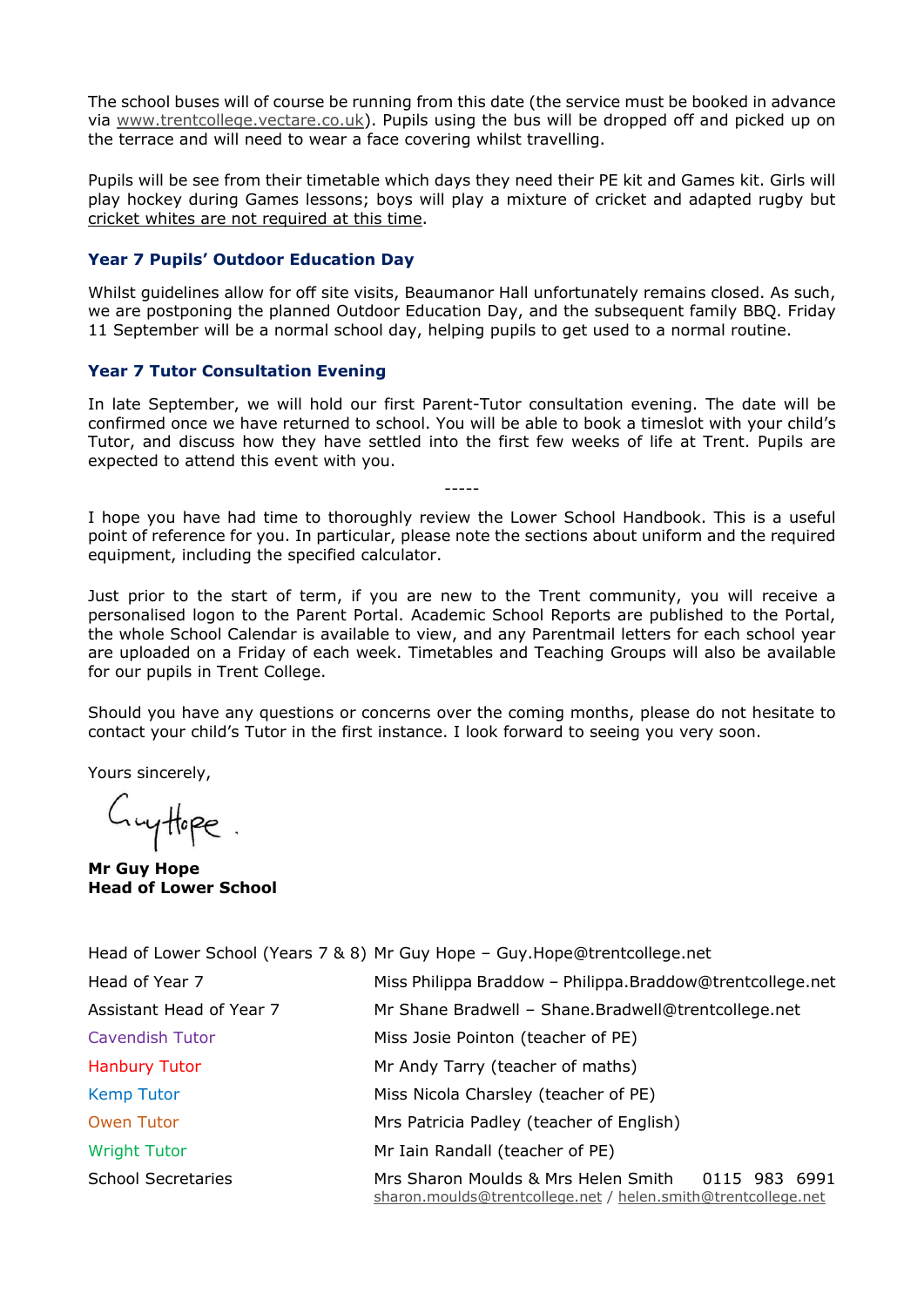The school buses will of course be running from this date (the service must be booked in advance via www.trentcollege.vectare.co.uk). Pupils using the bus will be dropped off and picked up on the terrace and will need to wear a face covering whilst travelling.

Pupils will be see from their timetable which days they need their PE kit and Games kit. Girls will play hockey during Games lessons; boys will play a mixture of cricket and adapted rugby but cricket whites are not required at this time.

### Year 7 Pupils' Outdoor Education Day

Whilst guidelines allow for off site visits, Beaumanor Hall unfortunately remains closed. As such, we are postponing the planned Outdoor Education Day, and the subsequent family BBQ. Friday 11 September will be a normal school day, helping pupils to get used to a normal routine.

### Year 7 Tutor Consultation Evening

In late September, we will hold our first Parent-Tutor consultation evening. The date will be confirmed once we have returned to school. You will be able to book a timeslot with your child's Tutor, and discuss how they have settled into the first few weeks of life at Trent. Pupils are expected to attend this event with you.

-----

I hope you have had time to thoroughly review the Lower School Handbook. This is a useful point of reference for you. In particular, please note the sections about uniform and the required equipment, including the specified calculator.

Just prior to the start of term, if you are new to the Trent community, you will receive a personalised logon to the Parent Portal. Academic School Reports are published to the Portal, the whole School Calendar is available to view, and any Parentmail letters for each school year are uploaded on a Friday of each week. Timetables and Teaching Groups will also be available for our pupils in Trent College.

Should you have any questions or concerns over the coming months, please do not hesitate to contact your child's Tutor in the first instance. I look forward to seeing you very soon.

Yours sincerely,

Guy Hope

**Mr Guy Hope**
**Head of Lower School**

| | |
|---|---|
| Head of Lower School (Years 7 & 8) | Mr Guy Hope – Guy.Hope@trentcollege.net |
| Head of Year 7 | Miss Philippa Braddow – Philippa.Braddow@trentcollege.net |
| Assistant Head of Year 7 | Mr Shane Bradwell – Shane.Bradwell@trentcollege.net |
| Cavendish Tutor | Miss Josie Pointon (teacher of PE) |
| Hanbury Tutor | Mr Andy Tarry (teacher of maths) |
| Kemp Tutor | Miss Nicola Charsley (teacher of PE) |
| Owen Tutor | Mrs Patricia Padley (teacher of English) |
| Wright Tutor | Mr Iain Randall (teacher of PE) |
| School Secretaries | Mrs Sharon Moulds & Mrs Helen Smith 0115 983 6991 sharon.moulds@trentcollege.net / helen.smith@trentcollege.net |